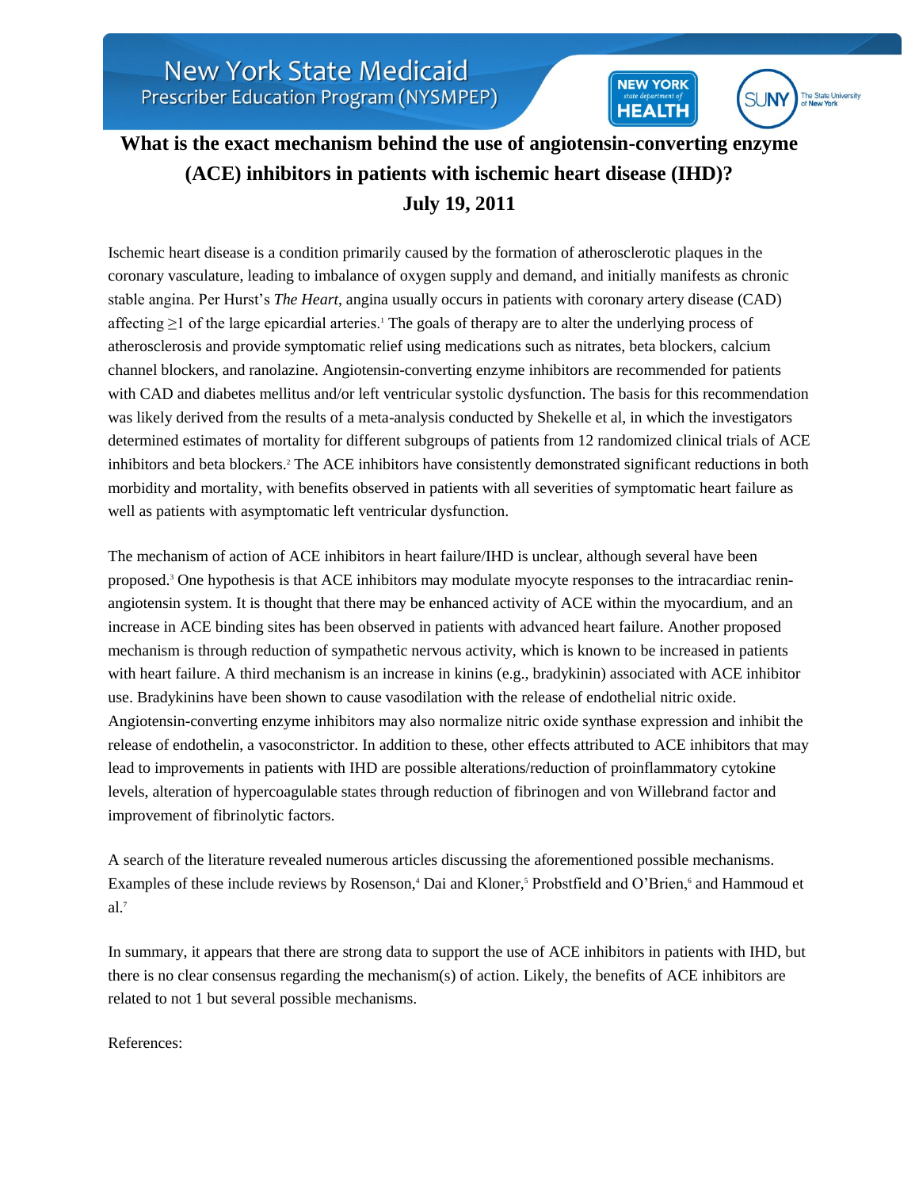New York State Medicaid
Prescriber Education Program (NYSMPEP)

# What is the exact mechanism behind the use of angiotensin-converting enzyme (ACE) inhibitors in patients with ischemic heart disease (IHD)?

**July 19, 2011**

Ischemic heart disease is a condition primarily caused by the formation of atherosclerotic plaques in the coronary vasculature, leading to imbalance of oxygen supply and demand, and initially manifests as chronic stable angina. Per Hurst's *The Heart*, angina usually occurs in patients with coronary artery disease (CAD) affecting ≥1 of the large epicardial arteries.[1] The goals of therapy are to alter the underlying process of atherosclerosis and provide symptomatic relief using medications such as nitrates, beta blockers, calcium channel blockers, and ranolazine. Angiotensin-converting enzyme inhibitors are recommended for patients with CAD and diabetes mellitus and/or left ventricular systolic dysfunction. The basis for this recommendation was likely derived from the results of a meta-analysis conducted by Shekelle et al, in which the investigators determined estimates of mortality for different subgroups of patients from 12 randomized clinical trials of ACE inhibitors and beta blockers.[2] The ACE inhibitors have consistently demonstrated significant reductions in both morbidity and mortality, with benefits observed in patients with all severities of symptomatic heart failure as well as patients with asymptomatic left ventricular dysfunction.

The mechanism of action of ACE inhibitors in heart failure/IHD is unclear, although several have been proposed.[3] One hypothesis is that ACE inhibitors may modulate myocyte responses to the intracardiac renin-angiotensin system. It is thought that there may be enhanced activity of ACE within the myocardium, and an increase in ACE binding sites has been observed in patients with advanced heart failure. Another proposed mechanism is through reduction of sympathetic nervous activity, which is known to be increased in patients with heart failure. A third mechanism is an increase in kinins (e.g., bradykinin) associated with ACE inhibitor use. Bradykinins have been shown to cause vasodilation with the release of endothelial nitric oxide. Angiotensin-converting enzyme inhibitors may also normalize nitric oxide synthase expression and inhibit the release of endothelin, a vasoconstrictor. In addition to these, other effects attributed to ACE inhibitors that may lead to improvements in patients with IHD are possible alterations/reduction of proinflammatory cytokine levels, alteration of hypercoagulable states through reduction of fibrinogen and von Willebrand factor and improvement of fibrinolytic factors.

A search of the literature revealed numerous articles discussing the aforementioned possible mechanisms. Examples of these include reviews by Rosenson,[4] Dai and Kloner,[5] Probstfield and O'Brien,[6] and Hammoud et al.[7]

In summary, it appears that there are strong data to support the use of ACE inhibitors in patients with IHD, but there is no clear consensus regarding the mechanism(s) of action. Likely, the benefits of ACE inhibitors are related to not 1 but several possible mechanisms.

References: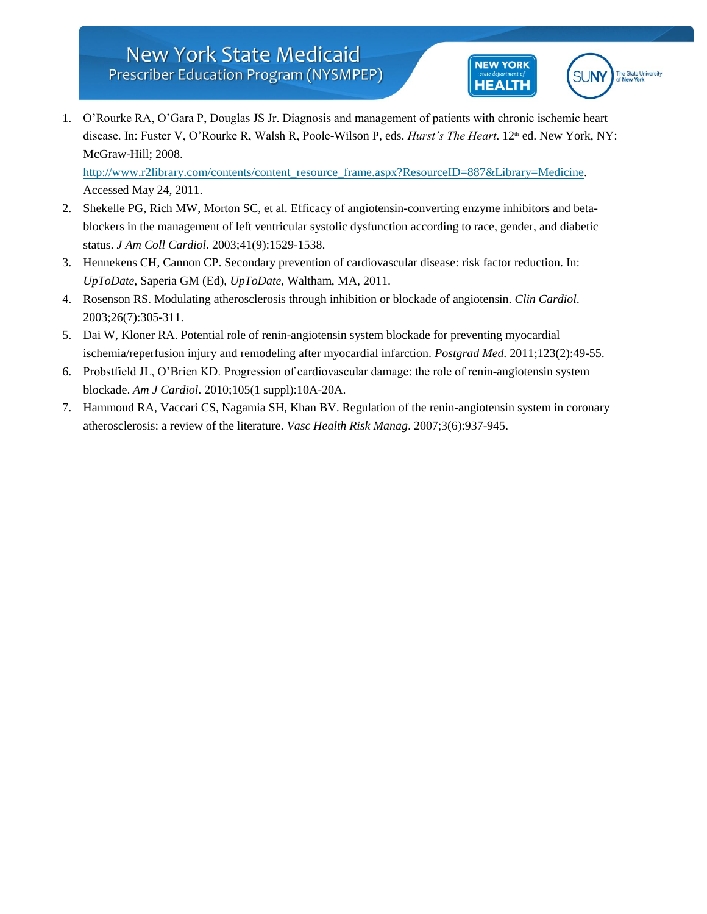1. O'Rourke RA, O'Gara P, Douglas JS Jr. Diagnosis and management of patients with chronic ischemic heart disease. In: Fuster V, O'Rourke R, Walsh R, Poole-Wilson P, eds. *Hurst's The Heart*. 12th ed. New York, NY: McGraw-Hill; 2008. [http://www.r2library.com/contents/content_resource_frame.aspx?ResourceID=887&Library=Medicine](http://www.r2library.com/contents/content_resource_frame.aspx?ResourceID=887&Library=Medicine). Accessed May 24, 2011.
2. Shekelle PG, Rich MW, Morton SC, et al. Efficacy of angiotensin-converting enzyme inhibitors and beta-blockers in the management of left ventricular systolic dysfunction according to race, gender, and diabetic status. *J Am Coll Cardiol*. 2003;41(9):1529-1538.
3. Hennekens CH, Cannon CP. Secondary prevention of cardiovascular disease: risk factor reduction. In: *UpToDate*, Saperia GM (Ed), *UpToDate*, Waltham, MA, 2011.
4. Rosenson RS. Modulating atherosclerosis through inhibition or blockade of angiotensin. *Clin Cardiol*. 2003;26(7):305-311.
5. Dai W, Kloner RA. Potential role of renin-angiotensin system blockade for preventing myocardial ischemia/reperfusion injury and remodeling after myocardial infarction. *Postgrad Med*. 2011;123(2):49-55.
6. Probstfield JL, O'Brien KD. Progression of cardiovascular damage: the role of renin-angiotensin system blockade. *Am J Cardiol*. 2010;105(1 suppl):10A-20A.
7. Hammoud RA, Vaccari CS, Nagamia SH, Khan BV. Regulation of the renin-angiotensin system in coronary atherosclerosis: a review of the literature. *Vasc Health Risk Manag*. 2007;3(6):937-945.